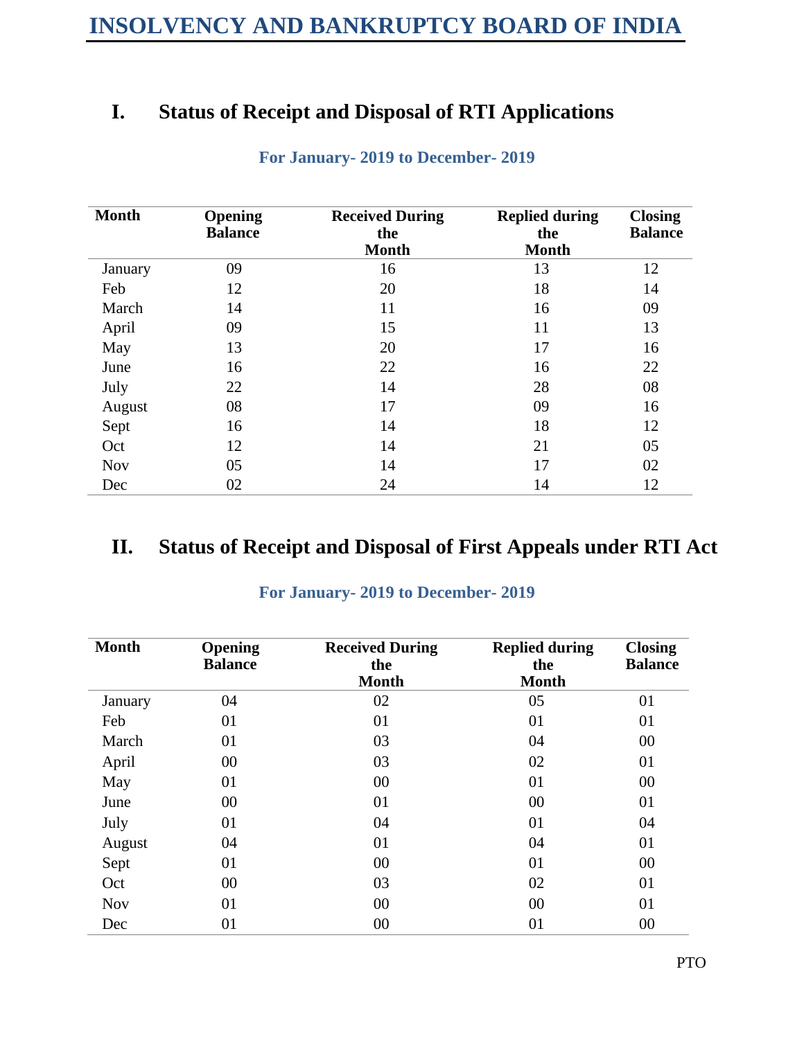# INSOLVENCY AND BANKRUPTCY BOARD OF INDIA

## I. Status of Receipt and Disposal of RTI Applications

**For January- 2019 to December- 2019**

| Month | Opening Balance | Received During the Month | Replied during the Month | Closing Balance |
|---|---|---|---|---|
| January | 09 | 16 | 13 | 12 |
| Feb | 12 | 20 | 18 | 14 |
| March | 14 | 11 | 16 | 09 |
| April | 09 | 15 | 11 | 13 |
| May | 13 | 20 | 17 | 16 |
| June | 16 | 22 | 16 | 22 |
| July | 22 | 14 | 28 | 08 |
| August | 08 | 17 | 09 | 16 |
| Sept | 16 | 14 | 18 | 12 |
| Oct | 12 | 14 | 21 | 05 |
| Nov | 05 | 14 | 17 | 02 |
| Dec | 02 | 24 | 14 | 12 |

## II. Status of Receipt and Disposal of First Appeals under RTI Act

**For January- 2019 to December- 2019**

| Month | Opening Balance | Received During the Month | Replied during the Month | Closing Balance |
|---|---|---|---|---|
| January | 04 | 02 | 05 | 01 |
| Feb | 01 | 01 | 01 | 01 |
| March | 01 | 03 | 04 | 00 |
| April | 00 | 03 | 02 | 01 |
| May | 01 | 00 | 01 | 00 |
| June | 00 | 01 | 00 | 01 |
| July | 01 | 04 | 01 | 04 |
| August | 04 | 01 | 04 | 01 |
| Sept | 01 | 00 | 01 | 00 |
| Oct | 00 | 03 | 02 | 01 |
| Nov | 01 | 00 | 00 | 01 |
| Dec | 01 | 00 | 01 | 00 |

PTO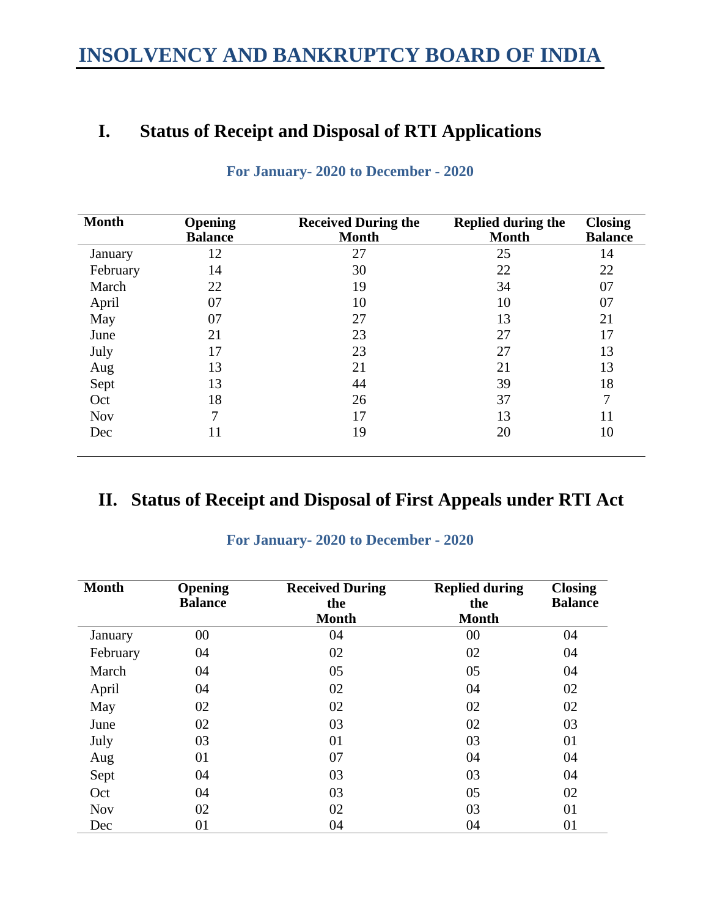# INSOLVENCY AND BANKRUPTCY BOARD OF INDIA

## I. Status of Receipt and Disposal of RTI Applications

**For January- 2020 to December - 2020**

| Month | Opening Balance | Received During the Month | Replied during the Month | Closing Balance |
|---|---|---|---|---|
| January | 12 | 27 | 25 | 14 |
| February | 14 | 30 | 22 | 22 |
| March | 22 | 19 | 34 | 07 |
| April | 07 | 10 | 10 | 07 |
| May | 07 | 27 | 13 | 21 |
| June | 21 | 23 | 27 | 17 |
| July | 17 | 23 | 27 | 13 |
| Aug | 13 | 21 | 21 | 13 |
| Sept | 13 | 44 | 39 | 18 |
| Oct | 18 | 26 | 37 | 7 |
| Nov | 7 | 17 | 13 | 11 |
| Dec | 11 | 19 | 20 | 10 |

## II. Status of Receipt and Disposal of First Appeals under RTI Act

**For January- 2020 to December - 2020**

| Month | Opening Balance | Received During the Month | Replied during the Month | Closing Balance |
|---|---|---|---|---|
| January | 00 | 04 | 00 | 04 |
| February | 04 | 02 | 02 | 04 |
| March | 04 | 05 | 05 | 04 |
| April | 04 | 02 | 04 | 02 |
| May | 02 | 02 | 02 | 02 |
| June | 02 | 03 | 02 | 03 |
| July | 03 | 01 | 03 | 01 |
| Aug | 01 | 07 | 04 | 04 |
| Sept | 04 | 03 | 03 | 04 |
| Oct | 04 | 03 | 05 | 02 |
| Nov | 02 | 02 | 03 | 01 |
| Dec | 01 | 04 | 04 | 01 |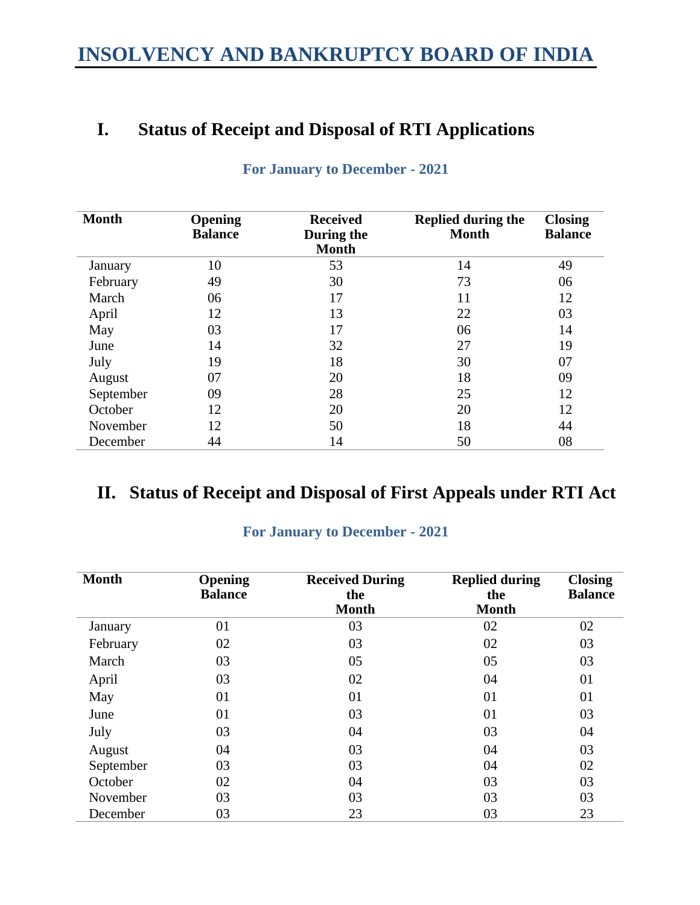# INSOLVENCY AND BANKRUPTCY BOARD OF INDIA

## I. Status of Receipt and Disposal of RTI Applications

**For January to December - 2021**

| Month | Opening Balance | Received During the Month | Replied during the Month | Closing Balance |
|---|---|---|---|---|
| January | 10 | 53 | 14 | 49 |
| February | 49 | 30 | 73 | 06 |
| March | 06 | 17 | 11 | 12 |
| April | 12 | 13 | 22 | 03 |
| May | 03 | 17 | 06 | 14 |
| June | 14 | 32 | 27 | 19 |
| July | 19 | 18 | 30 | 07 |
| August | 07 | 20 | 18 | 09 |
| September | 09 | 28 | 25 | 12 |
| October | 12 | 20 | 20 | 12 |
| November | 12 | 50 | 18 | 44 |
| December | 44 | 14 | 50 | 08 |

## II. Status of Receipt and Disposal of First Appeals under RTI Act

**For January to December - 2021**

| Month | Opening Balance | Received During the Month | Replied during the Month | Closing Balance |
|---|---|---|---|---|
| January | 01 | 03 | 02 | 02 |
| February | 02 | 03 | 02 | 03 |
| March | 03 | 05 | 05 | 03 |
| April | 03 | 02 | 04 | 01 |
| May | 01 | 01 | 01 | 01 |
| June | 01 | 03 | 01 | 03 |
| July | 03 | 04 | 03 | 04 |
| August | 04 | 03 | 04 | 03 |
| September | 03 | 03 | 04 | 02 |
| October | 02 | 04 | 03 | 03 |
| November | 03 | 03 | 03 | 03 |
| December | 03 | 23 | 03 | 23 |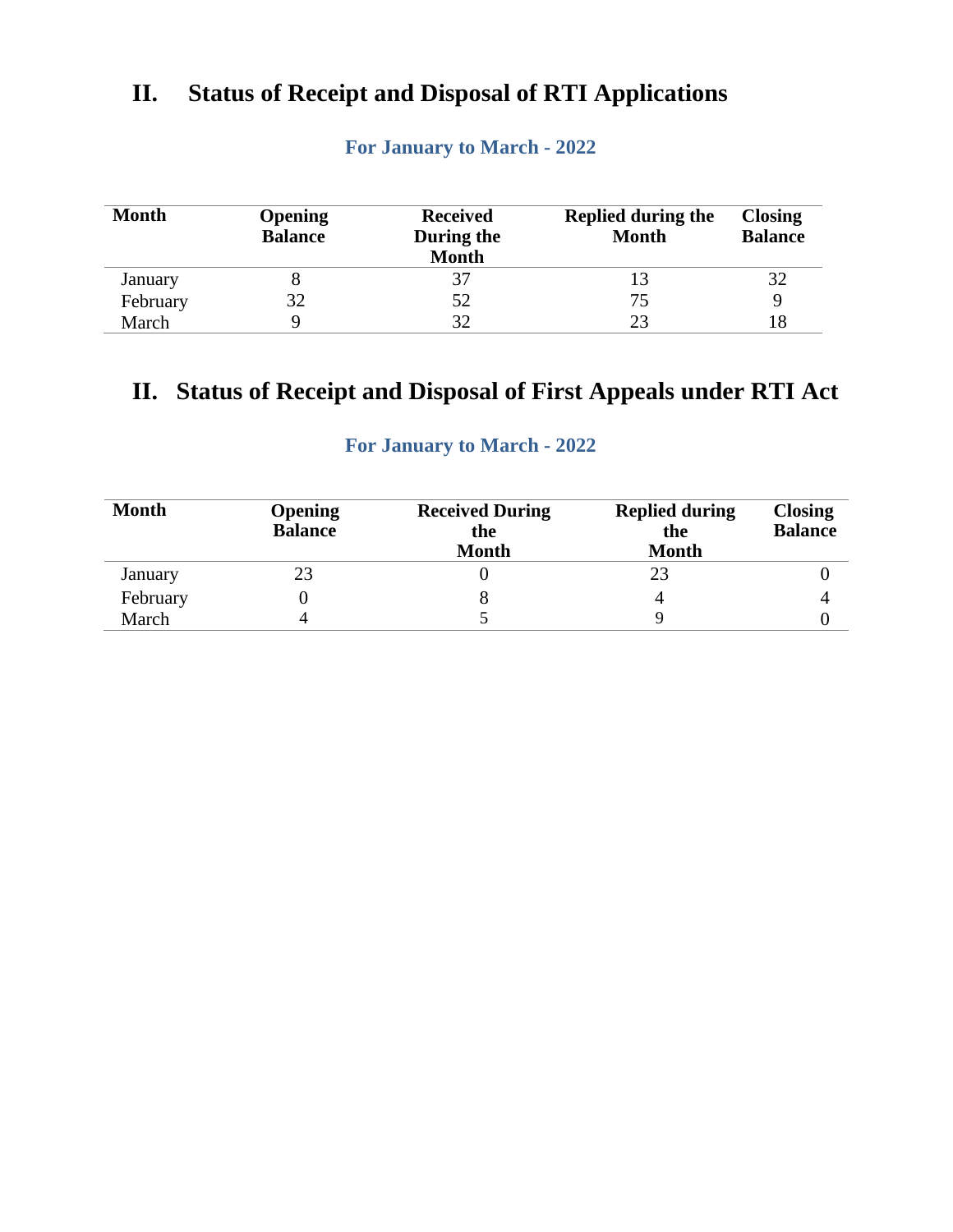## II. Status of Receipt and Disposal of RTI Applications

**For January to March - 2022**

| Month | Opening Balance | Received During the Month | Replied during the Month | Closing Balance |
|---|---|---|---|---|
| January | 8 | 37 | 13 | 32 |
| February | 32 | 52 | 75 | 9 |
| March | 9 | 32 | 23 | 18 |

## II. Status of Receipt and Disposal of First Appeals under RTI Act

**For January to March - 2022**

| Month | Opening Balance | Received During the Month | Replied during the Month | Closing Balance |
|---|---|---|---|---|
| January | 23 | 0 | 23 | 0 |
| February | 0 | 8 | 4 | 4 |
| March | 4 | 5 | 9 | 0 |